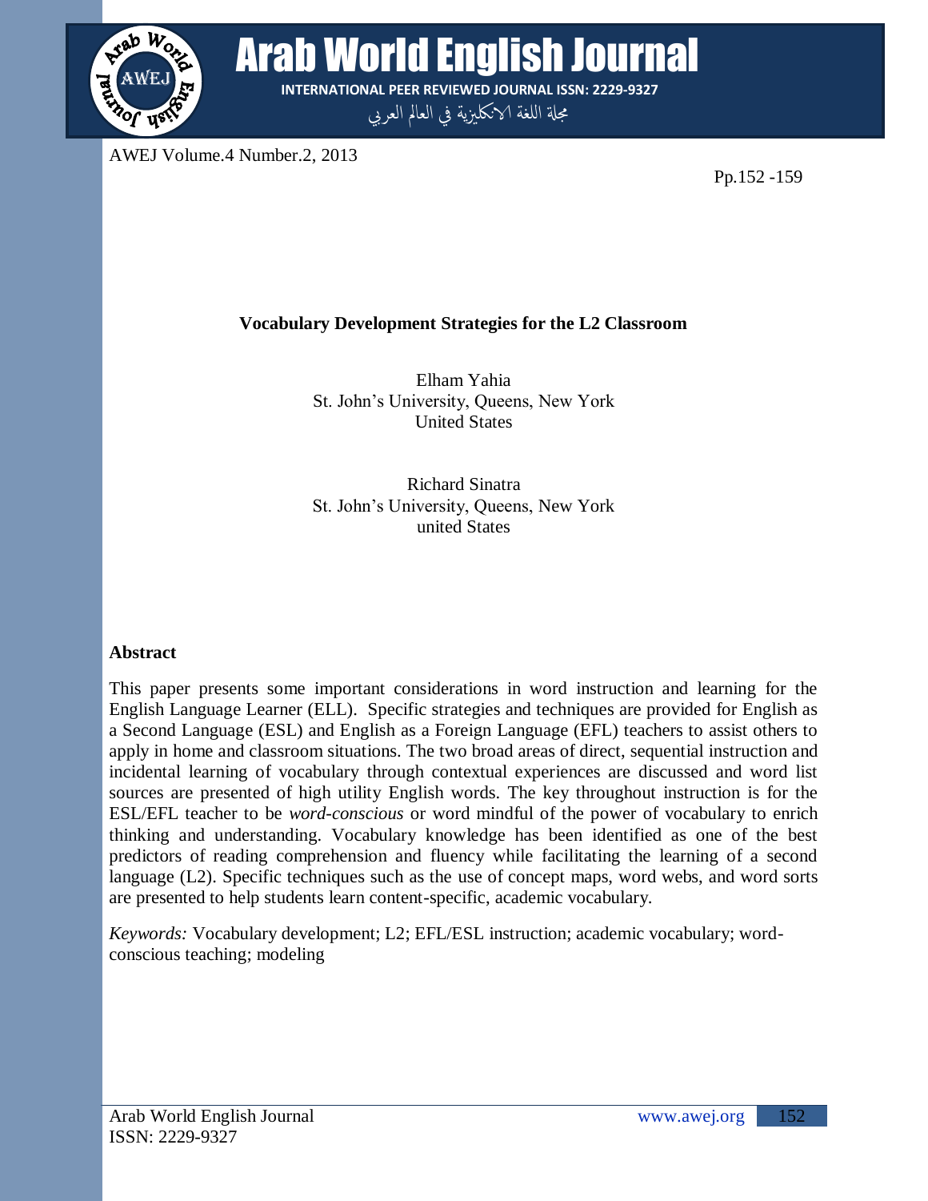# Vocabulary Development Strategies for the L2 Classroom

Elham Yahia
St. John's University, Queens, New York
United States

Richard Sinatra
St. John's University, Queens, New York
united States

## Abstract

This paper presents some important considerations in word instruction and learning for the English Language Learner (ELL). Specific strategies and techniques are provided for English as a Second Language (ESL) and English as a Foreign Language (EFL) teachers to assist others to apply in home and classroom situations. The two broad areas of direct, sequential instruction and incidental learning of vocabulary through contextual experiences are discussed and word list sources are presented of high utility English words. The key throughout instruction is for the ESL/EFL teacher to be *word-conscious* or word mindful of the power of vocabulary to enrich thinking and understanding. Vocabulary knowledge has been identified as one of the best predictors of reading comprehension and fluency while facilitating the learning of a second language (L2). Specific techniques such as the use of concept maps, word webs, and word sorts are presented to help students learn content-specific, academic vocabulary.

*Keywords:* Vocabulary development; L2; EFL/ESL instruction; academic vocabulary; word-conscious teaching; modeling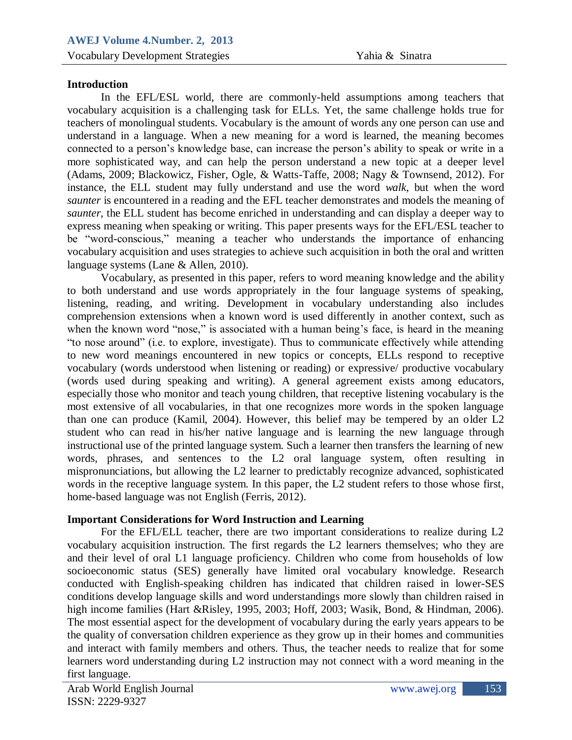## Introduction

In the EFL/ESL world, there are commonly-held assumptions among teachers that vocabulary acquisition is a challenging task for ELLs. Yet, the same challenge holds true for teachers of monolingual students. Vocabulary is the amount of words any one person can use and understand in a language. When a new meaning for a word is learned, the meaning becomes connected to a person's knowledge base, can increase the person's ability to speak or write in a more sophisticated way, and can help the person understand a new topic at a deeper level (Adams, 2009; Blackowicz, Fisher, Ogle, & Watts-Taffe, 2008; Nagy & Townsend, 2012). For instance, the ELL student may fully understand and use the word *walk*, but when the word *saunter* is encountered in a reading and the EFL teacher demonstrates and models the meaning of *saunter*, the ELL student has become enriched in understanding and can display a deeper way to express meaning when speaking or writing. This paper presents ways for the EFL/ESL teacher to be "word-conscious," meaning a teacher who understands the importance of enhancing vocabulary acquisition and uses strategies to achieve such acquisition in both the oral and written language systems (Lane & Allen, 2010).

Vocabulary, as presented in this paper, refers to word meaning knowledge and the ability to both understand and use words appropriately in the four language systems of speaking, listening, reading, and writing. Development in vocabulary understanding also includes comprehension extensions when a known word is used differently in another context, such as when the known word "nose," is associated with a human being's face, is heard in the meaning "to nose around" (i.e. to explore, investigate). Thus to communicate effectively while attending to new word meanings encountered in new topics or concepts, ELLs respond to receptive vocabulary (words understood when listening or reading) or expressive/ productive vocabulary (words used during speaking and writing). A general agreement exists among educators, especially those who monitor and teach young children, that receptive listening vocabulary is the most extensive of all vocabularies, in that one recognizes more words in the spoken language than one can produce (Kamil, 2004). However, this belief may be tempered by an older L2 student who can read in his/her native language and is learning the new language through instructional use of the printed language system. Such a learner then transfers the learning of new words, phrases, and sentences to the L2 oral language system, often resulting in mispronunciations, but allowing the L2 learner to predictably recognize advanced, sophisticated words in the receptive language system. In this paper, the L2 student refers to those whose first, home-based language was not English (Ferris, 2012).

## Important Considerations for Word Instruction and Learning

For the EFL/ELL teacher, there are two important considerations to realize during L2 vocabulary acquisition instruction. The first regards the L2 learners themselves; who they are and their level of oral L1 language proficiency. Children who come from households of low socioeconomic status (SES) generally have limited oral vocabulary knowledge. Research conducted with English-speaking children has indicated that children raised in lower-SES conditions develop language skills and word understandings more slowly than children raised in high income families (Hart &Risley, 1995, 2003; Hoff, 2003; Wasik, Bond, & Hindman, 2006). The most essential aspect for the development of vocabulary during the early years appears to be the quality of conversation children experience as they grow up in their homes and communities and interact with family members and others. Thus, the teacher needs to realize that for some learners word understanding during L2 instruction may not connect with a word meaning in the first language.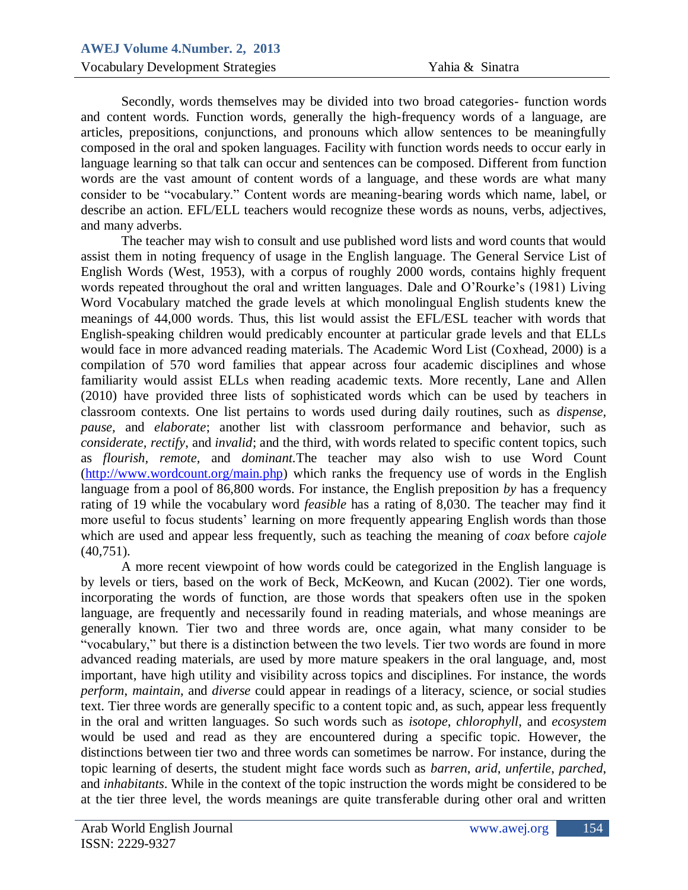Secondly, words themselves may be divided into two broad categories- function words and content words. Function words, generally the high-frequency words of a language, are articles, prepositions, conjunctions, and pronouns which allow sentences to be meaningfully composed in the oral and spoken languages. Facility with function words needs to occur early in language learning so that talk can occur and sentences can be composed. Different from function words are the vast amount of content words of a language, and these words are what many consider to be "vocabulary." Content words are meaning-bearing words which name, label, or describe an action. EFL/ELL teachers would recognize these words as nouns, verbs, adjectives, and many adverbs.

The teacher may wish to consult and use published word lists and word counts that would assist them in noting frequency of usage in the English language. The General Service List of English Words (West, 1953), with a corpus of roughly 2000 words, contains highly frequent words repeated throughout the oral and written languages. Dale and O'Rourke's (1981) Living Word Vocabulary matched the grade levels at which monolingual English students knew the meanings of 44,000 words. Thus, this list would assist the EFL/ESL teacher with words that English-speaking children would predicably encounter at particular grade levels and that ELLs would face in more advanced reading materials. The Academic Word List (Coxhead, 2000) is a compilation of 570 word families that appear across four academic disciplines and whose familiarity would assist ELLs when reading academic texts. More recently, Lane and Allen (2010) have provided three lists of sophisticated words which can be used by teachers in classroom contexts. One list pertains to words used during daily routines, such as *dispense*, *pause*, and *elaborate*; another list with classroom performance and behavior, such as *considerate*, *rectify*, and *invalid*; and the third, with words related to specific content topics, such as *flourish*, *remote*, and *dominant.*The teacher may also wish to use Word Count (http://www.wordcount.org/main.php) which ranks the frequency use of words in the English language from a pool of 86,800 words. For instance, the English preposition *by* has a frequency rating of 19 while the vocabulary word *feasible* has a rating of 8,030. The teacher may find it more useful to focus students' learning on more frequently appearing English words than those which are used and appear less frequently, such as teaching the meaning of *coax* before *cajole* (40,751).

A more recent viewpoint of how words could be categorized in the English language is by levels or tiers, based on the work of Beck, McKeown, and Kucan (2002). Tier one words, incorporating the words of function, are those words that speakers often use in the spoken language, are frequently and necessarily found in reading materials, and whose meanings are generally known. Tier two and three words are, once again, what many consider to be "vocabulary," but there is a distinction between the two levels. Tier two words are found in more advanced reading materials, are used by more mature speakers in the oral language, and, most important, have high utility and visibility across topics and disciplines. For instance, the words *perform*, *maintain*, and *diverse* could appear in readings of a literacy, science, or social studies text. Tier three words are generally specific to a content topic and, as such, appear less frequently in the oral and written languages. So such words such as *isotope*, *chlorophyll*, and *ecosystem* would be used and read as they are encountered during a specific topic. However, the distinctions between tier two and three words can sometimes be narrow. For instance, during the topic learning of deserts, the student might face words such as *barren*, *arid*, *unfertile*, *parched*, and *inhabitants*. While in the context of the topic instruction the words might be considered to be at the tier three level, the words meanings are quite transferable during other oral and written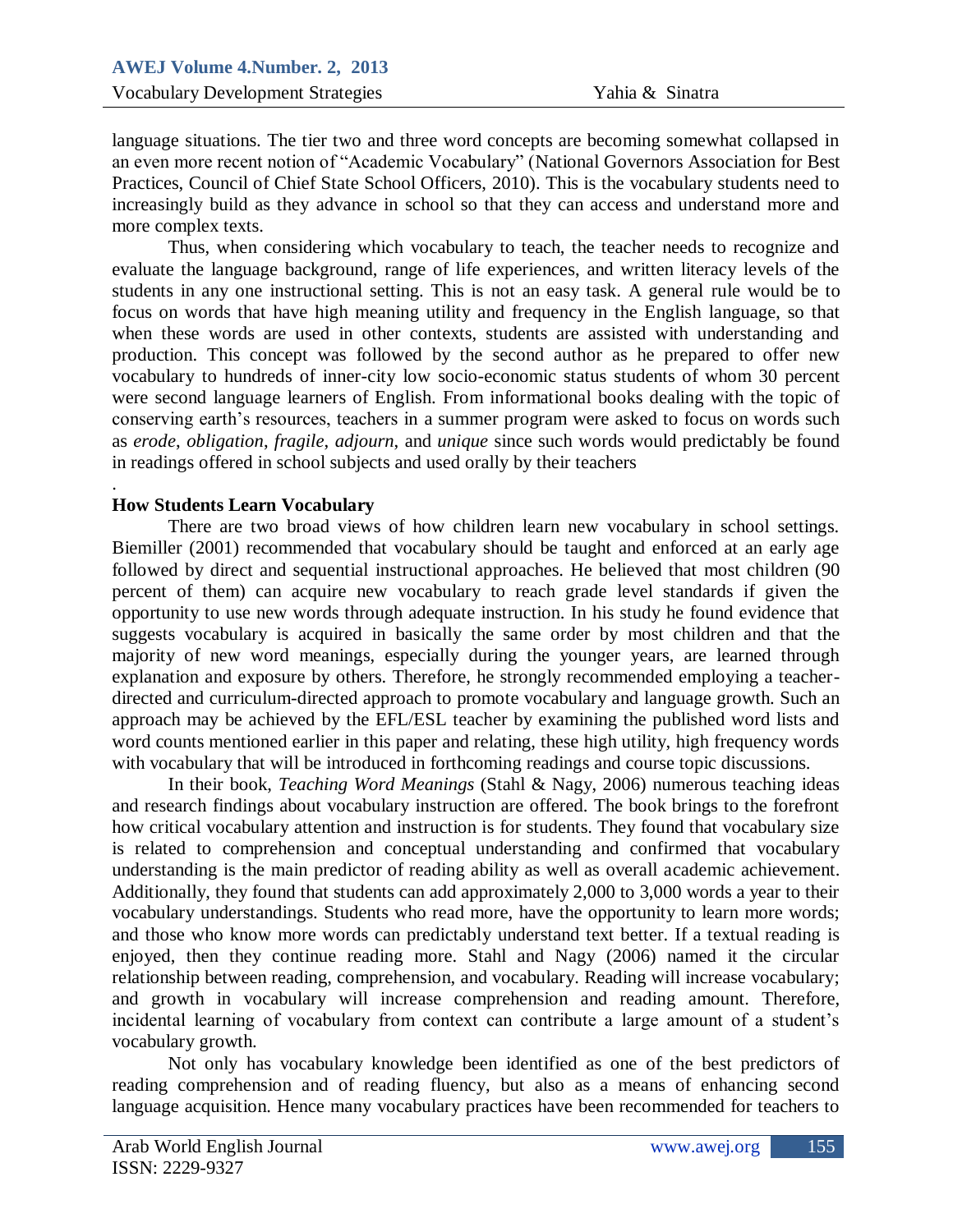language situations. The tier two and three word concepts are becoming somewhat collapsed in an even more recent notion of "Academic Vocabulary" (National Governors Association for Best Practices, Council of Chief State School Officers, 2010). This is the vocabulary students need to increasingly build as they advance in school so that they can access and understand more and more complex texts.

Thus, when considering which vocabulary to teach, the teacher needs to recognize and evaluate the language background, range of life experiences, and written literacy levels of the students in any one instructional setting. This is not an easy task. A general rule would be to focus on words that have high meaning utility and frequency in the English language, so that when these words are used in other contexts, students are assisted with understanding and production. This concept was followed by the second author as he prepared to offer new vocabulary to hundreds of inner-city low socio-economic status students of whom 30 percent were second language learners of English. From informational books dealing with the topic of conserving earth's resources, teachers in a summer program were asked to focus on words such as *erode*, *obligation*, *fragile*, *adjourn*, and *unique* since such words would predictably be found in readings offered in school subjects and used orally by their teachers

.

**How Students Learn Vocabulary**

There are two broad views of how children learn new vocabulary in school settings. Biemiller (2001) recommended that vocabulary should be taught and enforced at an early age followed by direct and sequential instructional approaches. He believed that most children (90 percent of them) can acquire new vocabulary to reach grade level standards if given the opportunity to use new words through adequate instruction. In his study he found evidence that suggests vocabulary is acquired in basically the same order by most children and that the majority of new word meanings, especially during the younger years, are learned through explanation and exposure by others. Therefore, he strongly recommended employing a teacher-directed and curriculum-directed approach to promote vocabulary and language growth. Such an approach may be achieved by the EFL/ESL teacher by examining the published word lists and word counts mentioned earlier in this paper and relating, these high utility, high frequency words with vocabulary that will be introduced in forthcoming readings and course topic discussions.

In their book, *Teaching Word Meanings* (Stahl & Nagy, 2006) numerous teaching ideas and research findings about vocabulary instruction are offered. The book brings to the forefront how critical vocabulary attention and instruction is for students. They found that vocabulary size is related to comprehension and conceptual understanding and confirmed that vocabulary understanding is the main predictor of reading ability as well as overall academic achievement. Additionally, they found that students can add approximately 2,000 to 3,000 words a year to their vocabulary understandings. Students who read more, have the opportunity to learn more words; and those who know more words can predictably understand text better. If a textual reading is enjoyed, then they continue reading more. Stahl and Nagy (2006) named it the circular relationship between reading, comprehension, and vocabulary. Reading will increase vocabulary; and growth in vocabulary will increase comprehension and reading amount. Therefore, incidental learning of vocabulary from context can contribute a large amount of a student's vocabulary growth.

Not only has vocabulary knowledge been identified as one of the best predictors of reading comprehension and of reading fluency, but also as a means of enhancing second language acquisition. Hence many vocabulary practices have been recommended for teachers to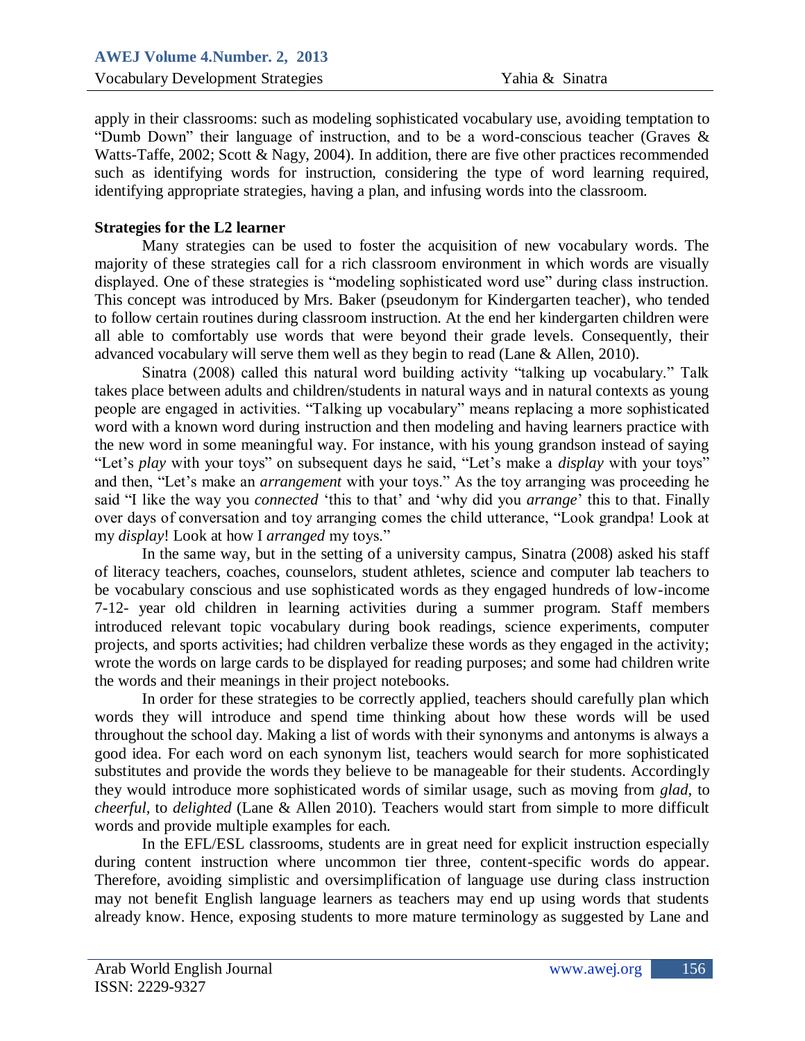apply in their classrooms: such as modeling sophisticated vocabulary use, avoiding temptation to "Dumb Down" their language of instruction, and to be a word-conscious teacher (Graves & Watts-Taffe, 2002; Scott & Nagy, 2004). In addition, there are five other practices recommended such as identifying words for instruction, considering the type of word learning required, identifying appropriate strategies, having a plan, and infusing words into the classroom.

**Strategies for the L2 learner**

Many strategies can be used to foster the acquisition of new vocabulary words. The majority of these strategies call for a rich classroom environment in which words are visually displayed. One of these strategies is "modeling sophisticated word use" during class instruction. This concept was introduced by Mrs. Baker (pseudonym for Kindergarten teacher), who tended to follow certain routines during classroom instruction. At the end her kindergarten children were all able to comfortably use words that were beyond their grade levels. Consequently, their advanced vocabulary will serve them well as they begin to read (Lane & Allen, 2010).

Sinatra (2008) called this natural word building activity "talking up vocabulary." Talk takes place between adults and children/students in natural ways and in natural contexts as young people are engaged in activities. "Talking up vocabulary" means replacing a more sophisticated word with a known word during instruction and then modeling and having learners practice with the new word in some meaningful way. For instance, with his young grandson instead of saying "Let's *play* with your toys" on subsequent days he said, "Let's make a *display* with your toys" and then, "Let's make an *arrangement* with your toys." As the toy arranging was proceeding he said "I like the way you *connected* 'this to that' and 'why did you *arrange*' this to that. Finally over days of conversation and toy arranging comes the child utterance, "Look grandpa! Look at my *display*! Look at how I *arranged* my toys."

In the same way, but in the setting of a university campus, Sinatra (2008) asked his staff of literacy teachers, coaches, counselors, student athletes, science and computer lab teachers to be vocabulary conscious and use sophisticated words as they engaged hundreds of low-income 7-12- year old children in learning activities during a summer program. Staff members introduced relevant topic vocabulary during book readings, science experiments, computer projects, and sports activities; had children verbalize these words as they engaged in the activity; wrote the words on large cards to be displayed for reading purposes; and some had children write the words and their meanings in their project notebooks.

In order for these strategies to be correctly applied, teachers should carefully plan which words they will introduce and spend time thinking about how these words will be used throughout the school day. Making a list of words with their synonyms and antonyms is always a good idea. For each word on each synonym list, teachers would search for more sophisticated substitutes and provide the words they believe to be manageable for their students. Accordingly they would introduce more sophisticated words of similar usage, such as moving from *glad,* to *cheerful,* to *delighted* (Lane & Allen 2010). Teachers would start from simple to more difficult words and provide multiple examples for each.

In the EFL/ESL classrooms, students are in great need for explicit instruction especially during content instruction where uncommon tier three, content-specific words do appear. Therefore, avoiding simplistic and oversimplification of language use during class instruction may not benefit English language learners as teachers may end up using words that students already know. Hence, exposing students to more mature terminology as suggested by Lane and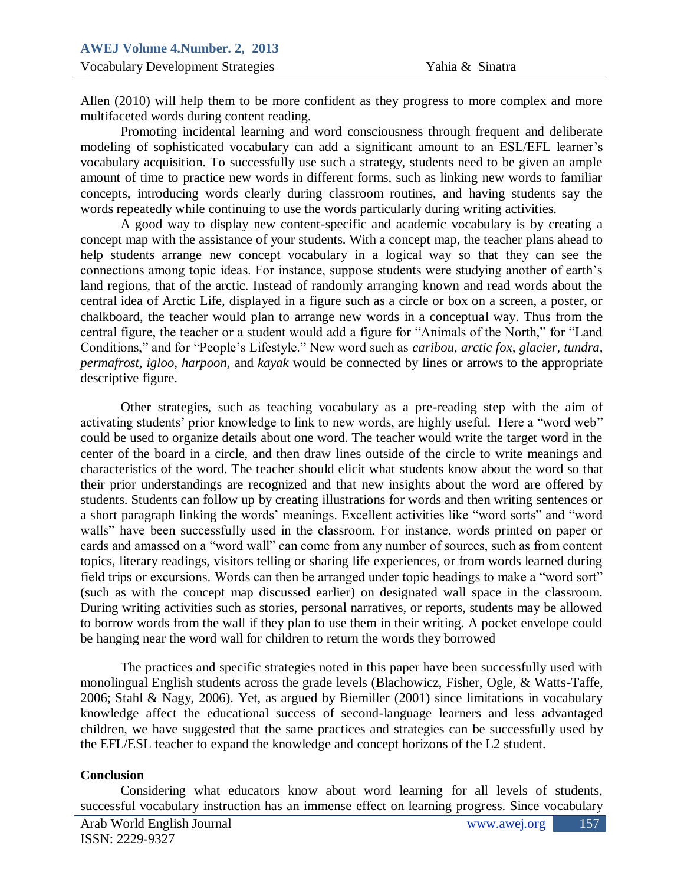Allen (2010) will help them to be more confident as they progress to more complex and more multifaceted words during content reading.

Promoting incidental learning and word consciousness through frequent and deliberate modeling of sophisticated vocabulary can add a significant amount to an ESL/EFL learner's vocabulary acquisition. To successfully use such a strategy, students need to be given an ample amount of time to practice new words in different forms, such as linking new words to familiar concepts, introducing words clearly during classroom routines, and having students say the words repeatedly while continuing to use the words particularly during writing activities.

A good way to display new content-specific and academic vocabulary is by creating a concept map with the assistance of your students. With a concept map, the teacher plans ahead to help students arrange new concept vocabulary in a logical way so that they can see the connections among topic ideas. For instance, suppose students were studying another of earth's land regions, that of the arctic. Instead of randomly arranging known and read words about the central idea of Arctic Life, displayed in a figure such as a circle or box on a screen, a poster, or chalkboard, the teacher would plan to arrange new words in a conceptual way. Thus from the central figure, the teacher or a student would add a figure for "Animals of the North," for "Land Conditions," and for "People's Lifestyle." New word such as *caribou, arctic fox, glacier, tundra, permafrost, igloo, harpoon,* and *kayak* would be connected by lines or arrows to the appropriate descriptive figure.

Other strategies, such as teaching vocabulary as a pre-reading step with the aim of activating students' prior knowledge to link to new words, are highly useful. Here a "word web" could be used to organize details about one word. The teacher would write the target word in the center of the board in a circle, and then draw lines outside of the circle to write meanings and characteristics of the word. The teacher should elicit what students know about the word so that their prior understandings are recognized and that new insights about the word are offered by students. Students can follow up by creating illustrations for words and then writing sentences or a short paragraph linking the words' meanings. Excellent activities like "word sorts" and "word walls" have been successfully used in the classroom. For instance, words printed on paper or cards and amassed on a "word wall" can come from any number of sources, such as from content topics, literary readings, visitors telling or sharing life experiences, or from words learned during field trips or excursions. Words can then be arranged under topic headings to make a "word sort" (such as with the concept map discussed earlier) on designated wall space in the classroom. During writing activities such as stories, personal narratives, or reports, students may be allowed to borrow words from the wall if they plan to use them in their writing. A pocket envelope could be hanging near the word wall for children to return the words they borrowed

The practices and specific strategies noted in this paper have been successfully used with monolingual English students across the grade levels (Blachowicz, Fisher, Ogle, & Watts-Taffe, 2006; Stahl & Nagy, 2006). Yet, as argued by Biemiller (2001) since limitations in vocabulary knowledge affect the educational success of second-language learners and less advantaged children, we have suggested that the same practices and strategies can be successfully used by the EFL/ESL teacher to expand the knowledge and concept horizons of the L2 student.

## Conclusion

Considering what educators know about word learning for all levels of students, successful vocabulary instruction has an immense effect on learning progress. Since vocabulary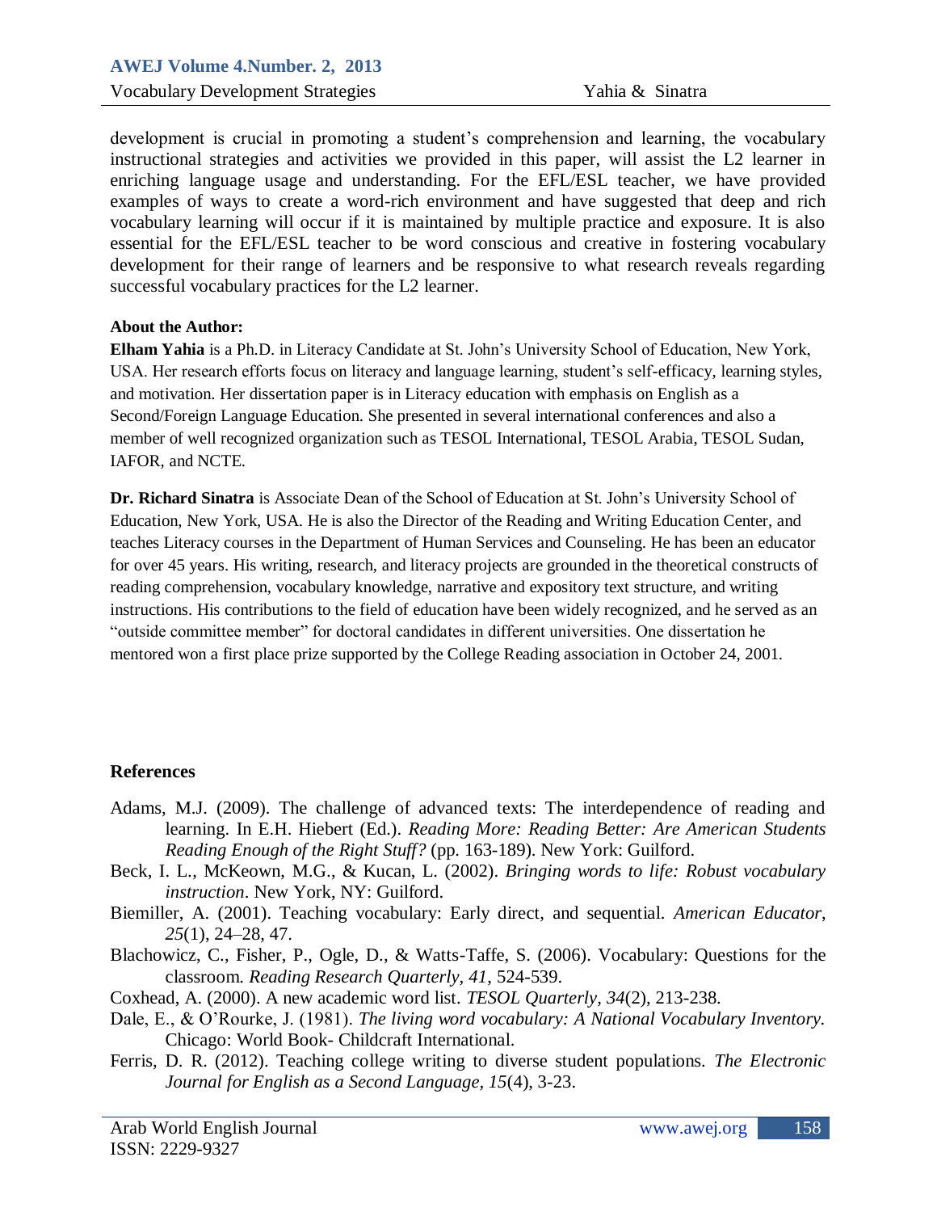development is crucial in promoting a student's comprehension and learning, the vocabulary instructional strategies and activities we provided in this paper, will assist the L2 learner in enriching language usage and understanding. For the EFL/ESL teacher, we have provided examples of ways to create a word-rich environment and have suggested that deep and rich vocabulary learning will occur if it is maintained by multiple practice and exposure. It is also essential for the EFL/ESL teacher to be word conscious and creative in fostering vocabulary development for their range of learners and be responsive to what research reveals regarding successful vocabulary practices for the L2 learner.

**About the Author:**

**Elham Yahia** is a Ph.D. in Literacy Candidate at St. John's University School of Education, New York, USA. Her research efforts focus on literacy and language learning, student's self-efficacy, learning styles, and motivation. Her dissertation paper is in Literacy education with emphasis on English as a Second/Foreign Language Education. She presented in several international conferences and also a member of well recognized organization such as TESOL International, TESOL Arabia, TESOL Sudan, IAFOR, and NCTE.

**Dr. Richard Sinatra** is Associate Dean of the School of Education at St. John's University School of Education, New York, USA. He is also the Director of the Reading and Writing Education Center, and teaches Literacy courses in the Department of Human Services and Counseling. He has been an educator for over 45 years. His writing, research, and literacy projects are grounded in the theoretical constructs of reading comprehension, vocabulary knowledge, narrative and expository text structure, and writing instructions. His contributions to the field of education have been widely recognized, and he served as an "outside committee member" for doctoral candidates in different universities. One dissertation he mentored won a first place prize supported by the College Reading association in October 24, 2001.

**References**

Adams, M.J. (2009). The challenge of advanced texts: The interdependence of reading and learning. In E.H. Hiebert (Ed.). *Reading More: Reading Better: Are American Students Reading Enough of the Right Stuff?* (pp. 163-189). New York: Guilford.

Beck, I. L., McKeown, M.G., & Kucan, L. (2002). *Bringing words to life: Robust vocabulary instruction*. New York, NY: Guilford.

Biemiller, A. (2001). Teaching vocabulary: Early direct, and sequential. *American Educator*, *25*(1), 24–28, 47.

Blachowicz, C., Fisher, P., Ogle, D., & Watts-Taffe, S. (2006). Vocabulary: Questions for the classroom. *Reading Research Quarterly*, *41*, 524-539.

Coxhead, A. (2000). A new academic word list. *TESOL Quarterly*, *34*(2), 213-238.

Dale, E., & O'Rourke, J. (1981). *The living word vocabulary: A National Vocabulary Inventory.* Chicago: World Book- Childcraft International.

Ferris, D. R. (2012). Teaching college writing to diverse student populations. *The Electronic Journal for English as a Second Language*, *15*(4), 3-23.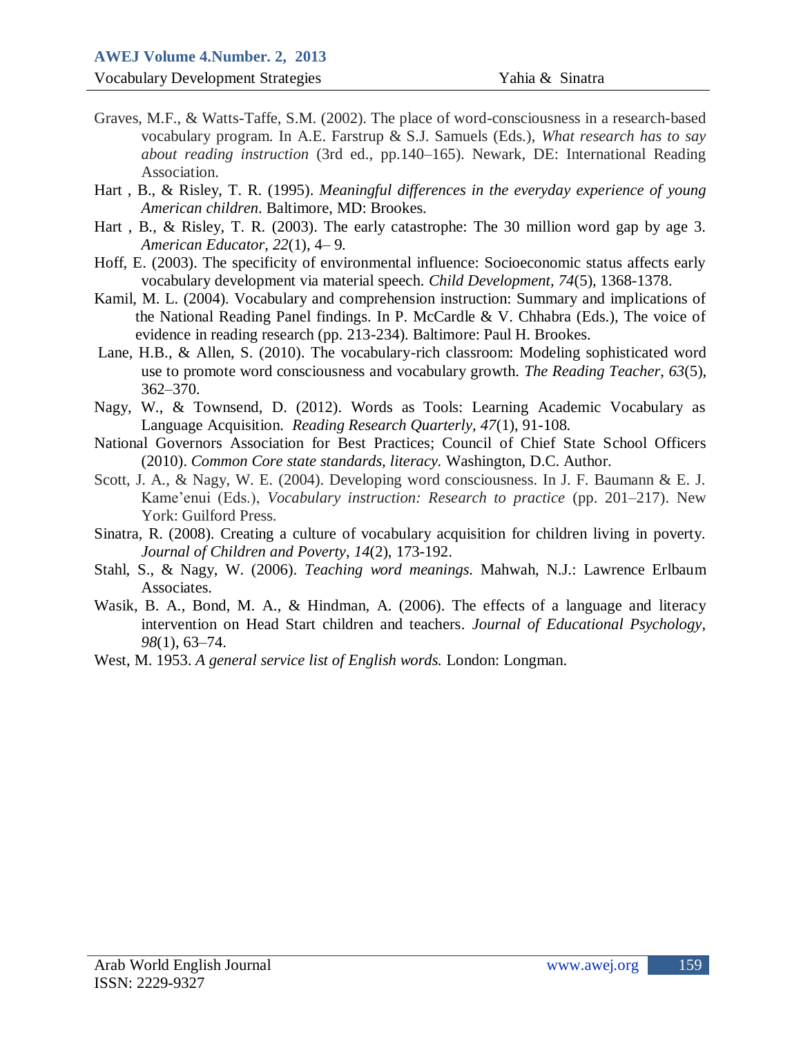Graves, M.F., & Watts-Taffe, S.M. (2002). The place of word-consciousness in a research-based vocabulary program. In A.E. Farstrup & S.J. Samuels (Eds.), *What research has to say about reading instruction* (3rd ed., pp.140–165). Newark, DE: International Reading Association.

Hart , B., & Risley, T. R. (1995). *Meaningful differences in the everyday experience of young American children*. Baltimore, MD: Brookes.

Hart , B., & Risley, T. R. (2003). The early catastrophe: The 30 million word gap by age 3. *American Educator*, *22*(1), 4– 9.

Hoff, E. (2003). The specificity of environmental influence: Socioeconomic status affects early vocabulary development via material speech. *Child Development, 74*(5), 1368-1378.

Kamil, M. L. (2004). Vocabulary and comprehension instruction: Summary and implications of the National Reading Panel findings. In P. McCardle & V. Chhabra (Eds.), The voice of evidence in reading research (pp. 213-234). Baltimore: Paul H. Brookes.

Lane, H.B., & Allen, S. (2010). The vocabulary-rich classroom: Modeling sophisticated word use to promote word consciousness and vocabulary growth. *The Reading Teacher*, *63*(5), 362–370.

Nagy, W., & Townsend, D. (2012). Words as Tools: Learning Academic Vocabulary as Language Acquisition. *Reading Research Quarterly, 47*(1), 91-108.

National Governors Association for Best Practices; Council of Chief State School Officers (2010). *Common Core state standards, literacy.* Washington, D.C. Author.

Scott, J. A., & Nagy, W. E. (2004). Developing word consciousness. In J. F. Baumann & E. J. Kame'enui (Eds.), *Vocabulary instruction: Research to practice* (pp. 201–217). New York: Guilford Press.

Sinatra, R. (2008). Creating a culture of vocabulary acquisition for children living in poverty. *Journal of Children and Poverty*, *14*(2), 173-192.

Stahl, S., & Nagy, W. (2006). *Teaching word meanings.* Mahwah, N.J.: Lawrence Erlbaum Associates.

Wasik, B. A., Bond, M. A., & Hindman, A. (2006). The effects of a language and literacy intervention on Head Start children and teachers. *Journal of Educational Psychology*, *98*(1), 63–74.

West, M. 1953. *A general service list of English words.* London: Longman.